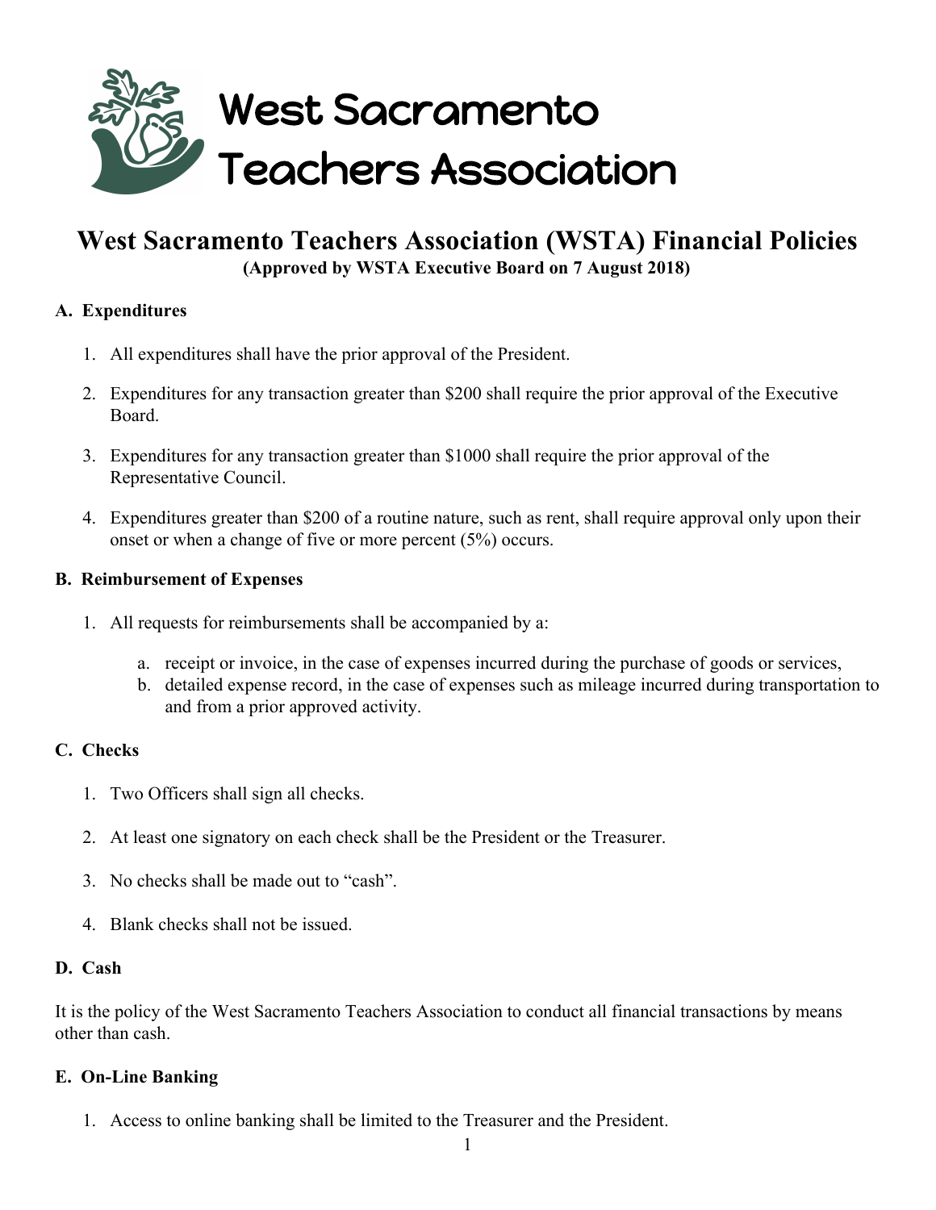West Sacramento Teachers Association

# West Sacramento Teachers Association (WSTA) Financial Policies

**(Approved by WSTA Executive Board on 7 August 2018)**

## A. Expenditures

1. All expenditures shall have the prior approval of the President.
2. Expenditures for any transaction greater than $200 shall require the prior approval of the Executive Board.
3. Expenditures for any transaction greater than $1000 shall require the prior approval of the Representative Council.
4. Expenditures greater than $200 of a routine nature, such as rent, shall require approval only upon their onset or when a change of five or more percent (5%) occurs.

## B. Reimbursement of Expenses

1. All requests for reimbursements shall be accompanied by a:
   a. receipt or invoice, in the case of expenses incurred during the purchase of goods or services,
   b. detailed expense record, in the case of expenses such as mileage incurred during transportation to and from a prior approved activity.

## C. Checks

1. Two Officers shall sign all checks.
2. At least one signatory on each check shall be the President or the Treasurer.
3. No checks shall be made out to "cash".
4. Blank checks shall not be issued.

## D. Cash

It is the policy of the West Sacramento Teachers Association to conduct all financial transactions by means other than cash.

## E. On-Line Banking

1. Access to online banking shall be limited to the Treasurer and the President.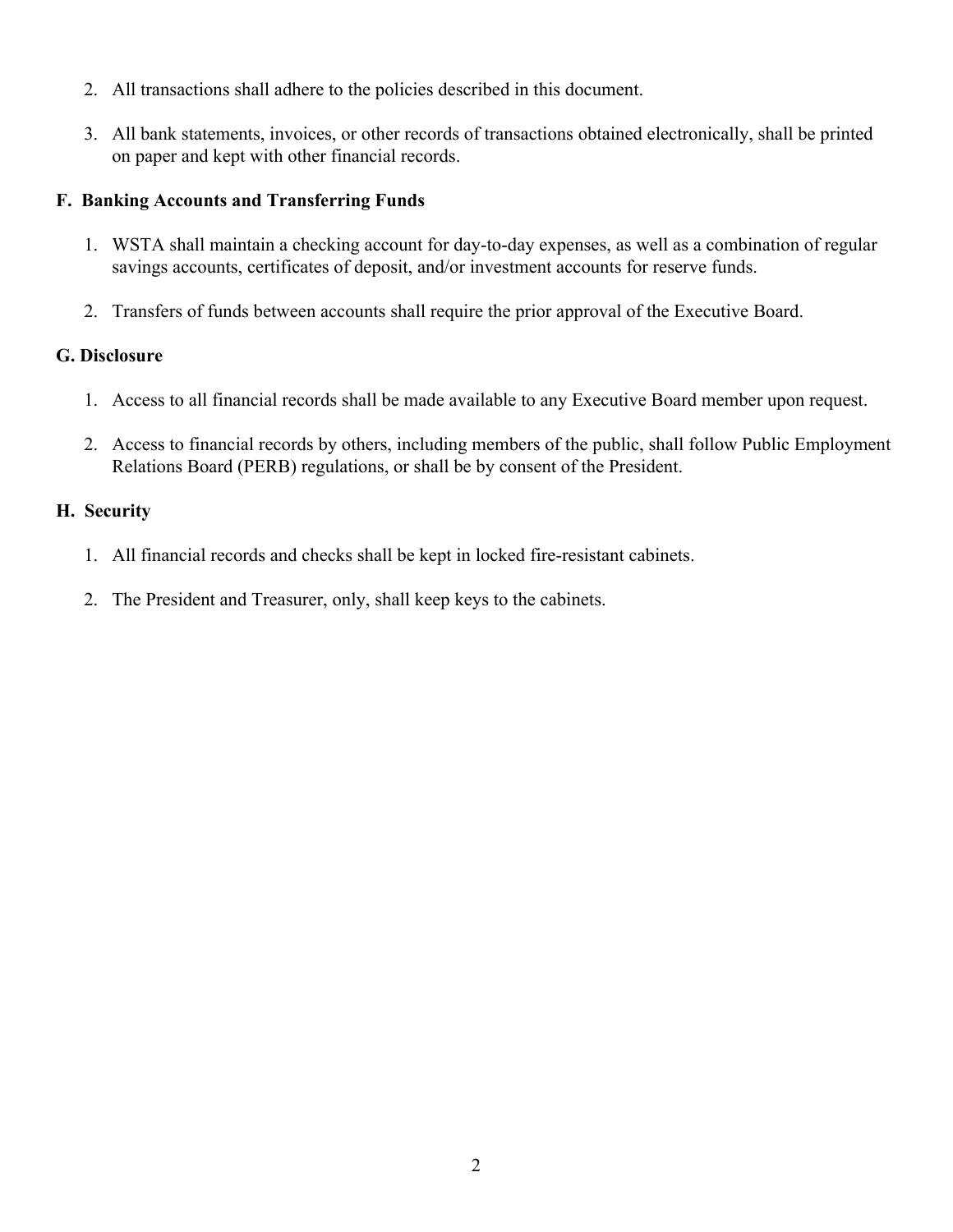2. All transactions shall adhere to the policies described in this document.

3. All bank statements, invoices, or other records of transactions obtained electronically, shall be printed on paper and kept with other financial records.

### F. Banking Accounts and Transferring Funds

1. WSTA shall maintain a checking account for day-to-day expenses, as well as a combination of regular savings accounts, certificates of deposit, and/or investment accounts for reserve funds.

2. Transfers of funds between accounts shall require the prior approval of the Executive Board.

### G. Disclosure

1. Access to all financial records shall be made available to any Executive Board member upon request.

2. Access to financial records by others, including members of the public, shall follow Public Employment Relations Board (PERB) regulations, or shall be by consent of the President.

### H. Security

1. All financial records and checks shall be kept in locked fire-resistant cabinets.

2. The President and Treasurer, only, shall keep keys to the cabinets.